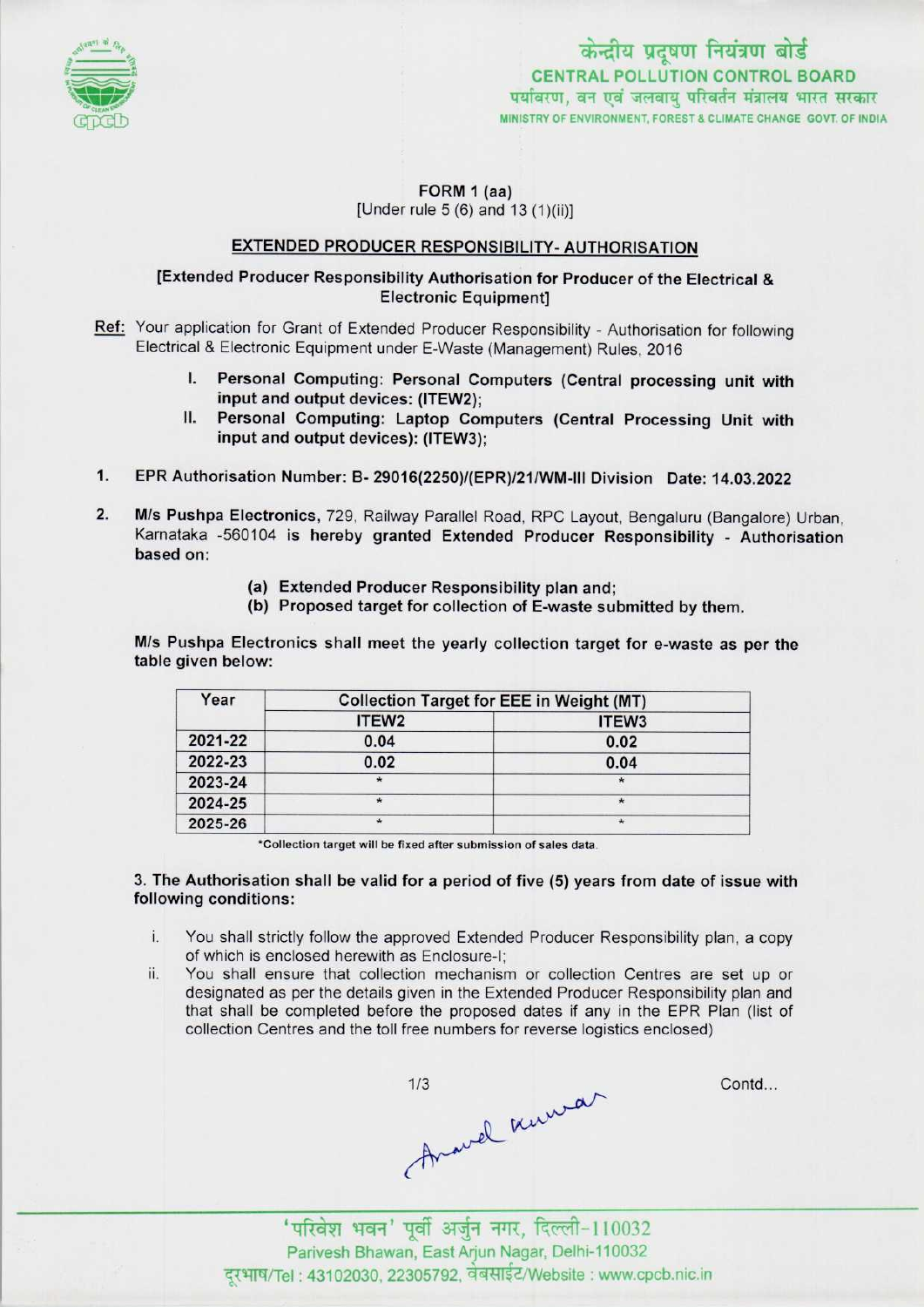केन्द्रीय प्रदूषण नियंत्रण बोर्ड
CENTRAL POLLUTION CONTROL BOARD
पर्यावरण, वन एवं जलवायु परिवर्तन मंत्रालय भारत सरकार
MINISTRY OF ENVIRONMENT, FOREST & CLIMATE CHANGE GOVT. OF INDIA

FORM 1 (aa)
[Under rule 5 (6) and 13 (1)(ii)]

## EXTENDED PRODUCER RESPONSIBILITY- AUTHORISATION

**[Extended Producer Responsibility Authorisation for Producer of the Electrical & Electronic Equipment]**

**Ref:** Your application for Grant of Extended Producer Responsibility - Authorisation for following Electrical & Electronic Equipment under E-Waste (Management) Rules, 2016

I. **Personal Computing: Personal Computers (Central processing unit with input and output devices: (ITEW2);**
II. **Personal Computing: Laptop Computers (Central Processing Unit with input and output devices): (ITEW3);**

1. EPR Authorisation Number: B- 29016(2250)/(EPR)/21/WM-III Division Date: 14.03.2022

2. **M/s Pushpa Electronics,** 729, Railway Parallel Road, RPC Layout, Bengaluru (Bangalore) Urban, Karnataka -560104 is **hereby granted Extended Producer Responsibility - Authorisation based on:**

   **(a) Extended Producer Responsibility plan and;**
   **(b) Proposed target for collection of E-waste submitted by them.**

**M/s Pushpa Electronics shall meet the yearly collection target for e-waste as per the table given below:**

| Year | Collection Target for EEE in Weight (MT) | |
|---|---|---|
| | ITEW2 | ITEW3 |
| 2021-22 | 0.04 | 0.02 |
| 2022-23 | 0.02 | 0.04 |
| 2023-24 | * | * |
| 2024-25 | * | * |
| 2025-26 | * | * |

*Collection target will be fixed after submission of sales data.

**3. The Authorisation shall be valid for a period of five (5) years from date of issue with following conditions:**

i. You shall strictly follow the approved Extended Producer Responsibility plan, a copy of which is enclosed herewith as Enclosure-I;
ii. You shall ensure that collection mechanism or collection Centres are set up or designated as per the details given in the Extended Producer Responsibility plan and that shall be completed before the proposed dates if any in the EPR Plan (list of collection Centres and the toll free numbers for reverse logistics enclosed)

Contd...

'परिवेश भवन' पूर्वी अर्जुन नगर, दिल्ली-110032
Parivesh Bhawan, East Arjun Nagar, Delhi-110032
दूरभाष/Tel : 43102030, 22305792, वेबसाईट/Website : www.cpcb.nic.in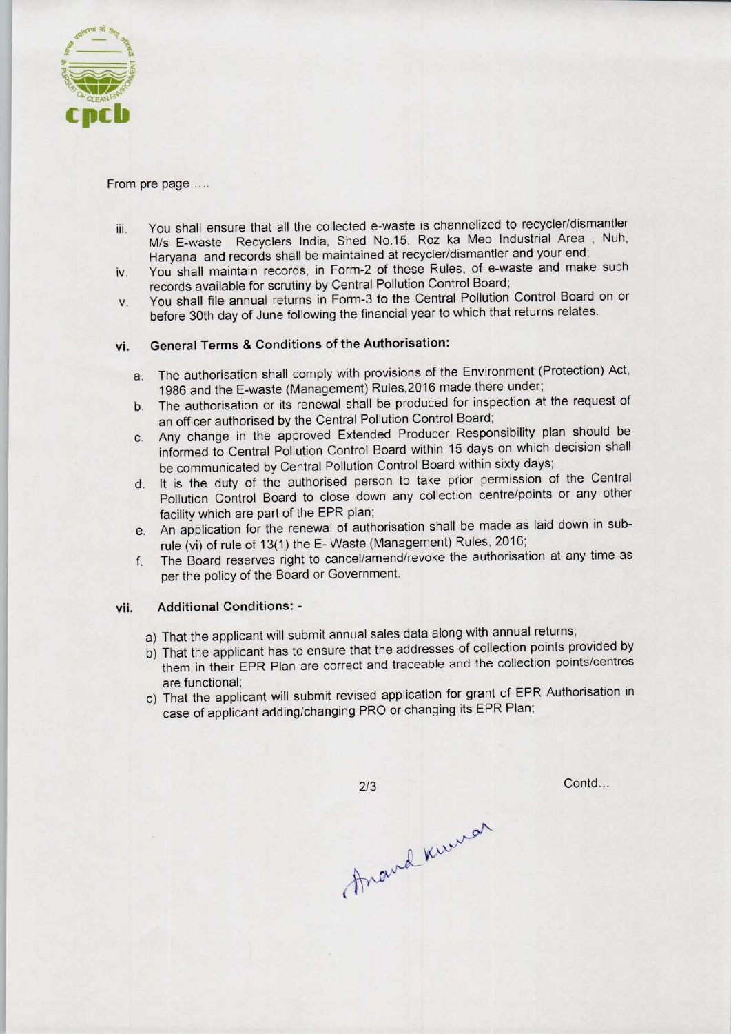From pre page.....

iii. You shall ensure that all the collected e-waste is channelized to recycler/dismantler M/s E-waste Recyclers India, Shed No.15, Roz ka Meo Industrial Area , Nuh, Haryana and records shall be maintained at recycler/dismantler and your end;

iv. You shall maintain records, in Form-2 of these Rules, of e-waste and make such records available for scrutiny by Central Pollution Control Board;

v. You shall file annual returns in Form-3 to the Central Pollution Control Board on or before 30th day of June following the financial year to which that returns relates.

vi. **General Terms & Conditions of the Authorisation:**

a. The authorisation shall comply with provisions of the Environment (Protection) Act, 1986 and the E-waste (Management) Rules,2016 made there under;

b. The authorisation or its renewal shall be produced for inspection at the request of an officer authorised by the Central Pollution Control Board;

c. Any change in the approved Extended Producer Responsibility plan should be informed to Central Pollution Control Board within 15 days on which decision shall be communicated by Central Pollution Control Board within sixty days;

d. It is the duty of the authorised person to take prior permission of the Central Pollution Control Board to close down any collection centre/points or any other facility which are part of the EPR plan;

e. An application for the renewal of authorisation shall be made as laid down in sub-rule (vi) of rule of 13(1) the E- Waste (Management) Rules, 2016;

f. The Board reserves right to cancel/amend/revoke the authorisation at any time as per the policy of the Board or Government.

vii. **Additional Conditions: -**

a) That the applicant will submit annual sales data along with annual returns;

b) That the applicant has to ensure that the addresses of collection points provided by them in their EPR Plan are correct and traceable and the collection points/centres are functional;

c) That the applicant will submit revised application for grant of EPR Authorisation in case of applicant adding/changing PRO or changing its EPR Plan;

Contd...

Anand Kumar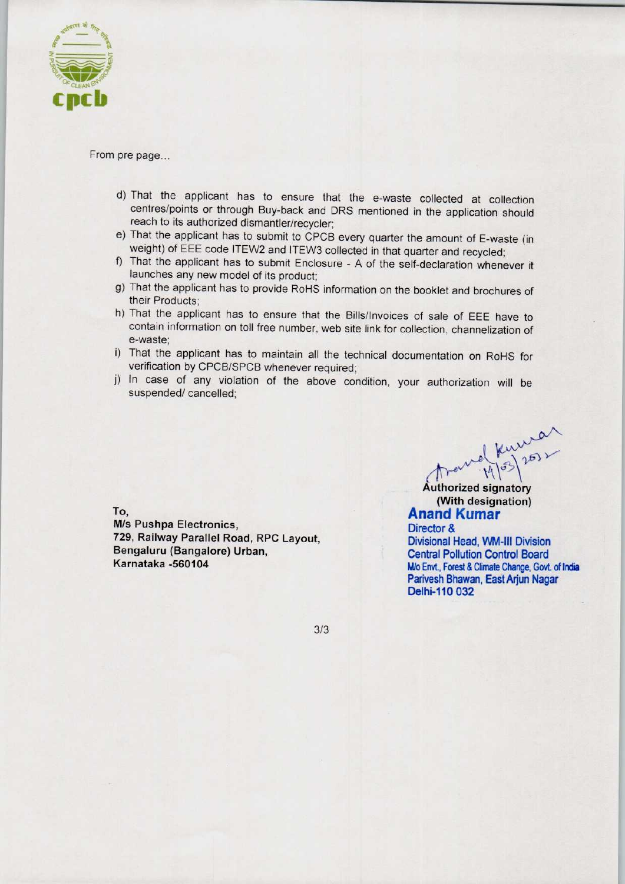From pre page...

d) That the applicant has to ensure that the e-waste collected at collection centres/points or through Buy-back and DRS mentioned in the application should reach to its authorized dismantler/recycler;
e) That the applicant has to submit to CPCB every quarter the amount of E-waste (in weight) of EEE code ITEW2 and ITEW3 collected in that quarter and recycled;
f) That the applicant has to submit Enclosure - A of the self-declaration whenever it launches any new model of its product;
g) That the applicant has to provide RoHS information on the booklet and brochures of their Products;
h) That the applicant has to ensure that the Bills/Invoices of sale of EEE have to contain information on toll free number, web site link for collection, channelization of e-waste;
i) That the applicant has to maintain all the technical documentation on RoHS for verification by CPCB/SPCB whenever required;
j) In case of any violation of the above condition, your authorization will be suspended/ cancelled;

Anand Kumar
14/03/2022

**Authorized signatory**
**(With designation)**

**Anand Kumar**
Director &
Divisional Head, WM-III Division
Central Pollution Control Board
M/o Envt., Forest & Climate Change, Govt. of India
Parivesh Bhawan, East Arjun Nagar
Delhi-110 032

**To,**
**M/s Pushpa Electronics,**
**729, Railway Parallel Road, RPC Layout,**
**Bengaluru (Bangalore) Urban,**
**Karnataka -560104**